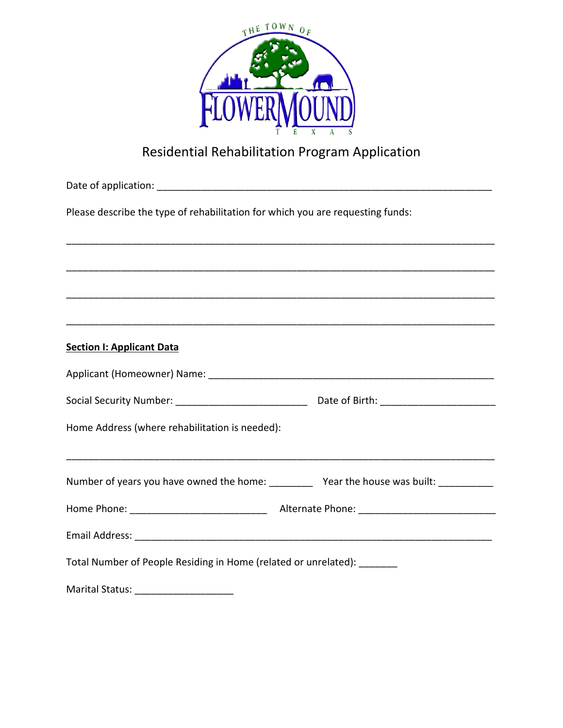# Residential Rehabilitation Program Application

Date of application: ___________________________________________________________

Please describe the type of rehabilitation for which you are requesting funds:

_____________________________________________________________________________

_____________________________________________________________________________

_____________________________________________________________________________

_____________________________________________________________________________

**Section I: Applicant Data**

Applicant (Homeowner) Name: ________________________________________________

Social Security Number: ________________________ Date of Birth: _____________________

Home Address (where rehabilitation is needed):

_____________________________________________________________________________

Number of years you have owned the home: ________ Year the house was built: __________

Home Phone: _________________________ Alternate Phone: _________________________

Email Address: ____________________________________________________________________

Total Number of People Residing in Home (related or unrelated): _______

Marital Status: __________________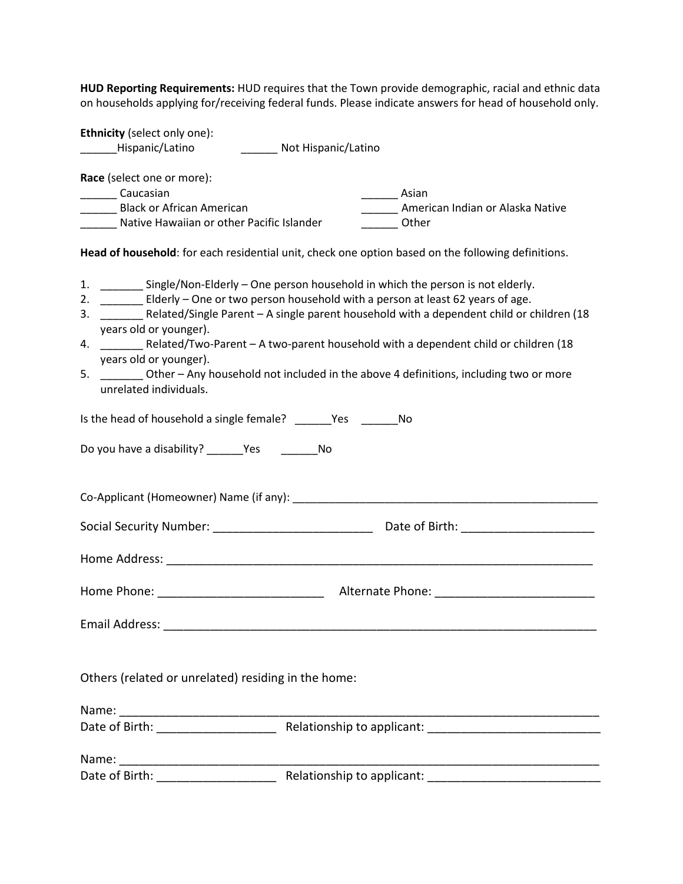**HUD Reporting Requirements:** HUD requires that the Town provide demographic, racial and ethnic data on households applying for/receiving federal funds. Please indicate answers for head of household only.

**Ethnicity** (select only one):
______Hispanic/Latino ______ Not Hispanic/Latino

**Race** (select one or more):
______ Caucasian ______ Asian
______ Black or African American ______ American Indian or Alaska Native
______ Native Hawaiian or other Pacific Islander ______ Other

**Head of household**: for each residential unit, check one option based on the following definitions.

1. _______ Single/Non-Elderly – One person household in which the person is not elderly.
2. _______ Elderly – One or two person household with a person at least 62 years of age.
3. _______ Related/Single Parent – A single parent household with a dependent child or children (18 years old or younger).
4. _______ Related/Two-Parent – A two-parent household with a dependent child or children (18 years old or younger).
5. _______ Other – Any household not included in the above 4 definitions, including two or more unrelated individuals.

Is the head of household a single female? ______Yes ______No

Do you have a disability? ______Yes ______No

Co-Applicant (Homeowner) Name (if any): ___________________________________________________

Social Security Number: ________________________ Date of Birth: ____________________

Home Address: _________________________________________________________________

Home Phone: _________________________ Alternate Phone: ________________________

Email Address: _________________________________________________________________

Others (related or unrelated) residing in the home:

Name: ________________________________________________________________________
Date of Birth: __________________ Relationship to applicant: __________________________

Name: ________________________________________________________________________
Date of Birth: __________________ Relationship to applicant: __________________________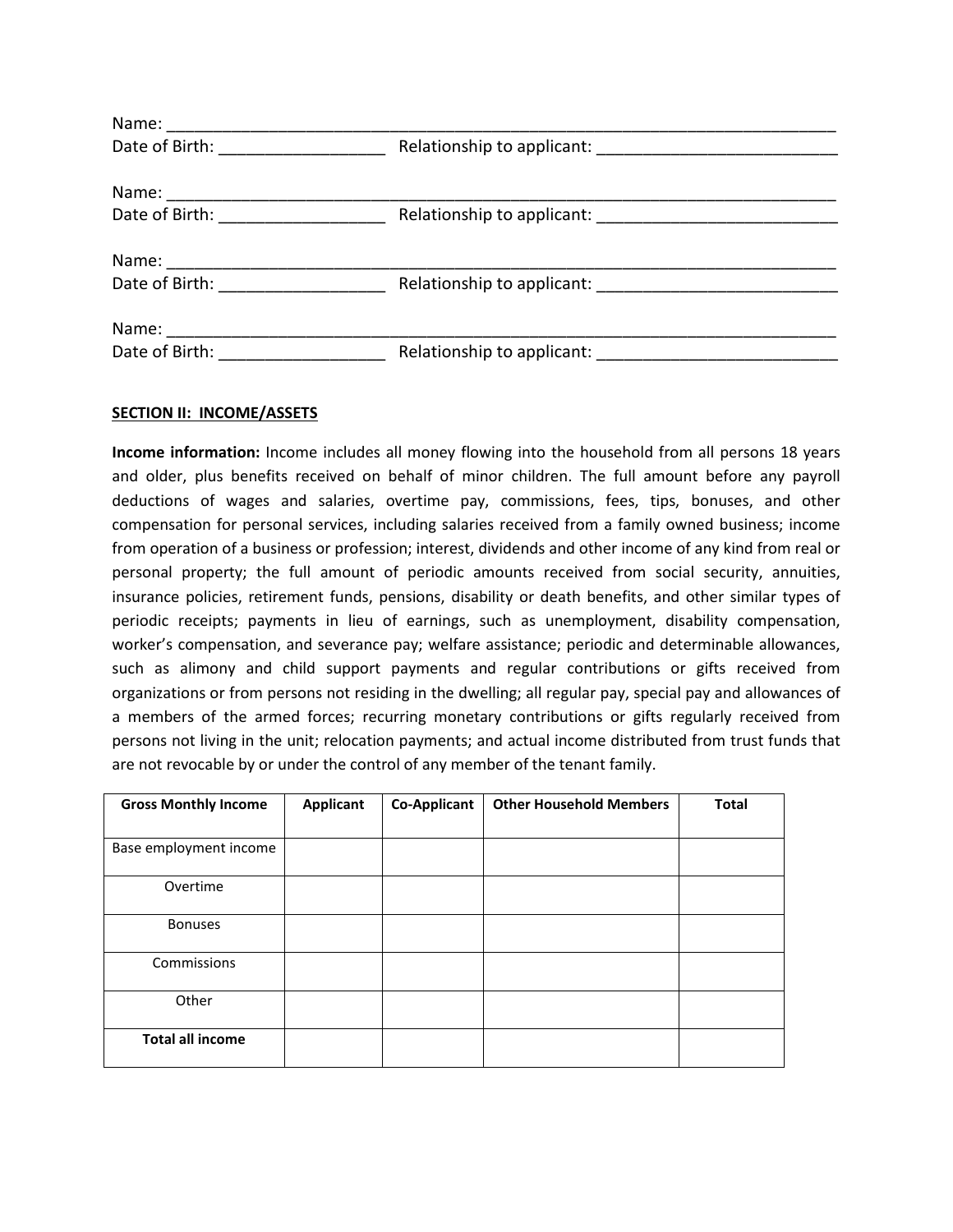Name: ___________________________________________________________________________

Date of Birth: __________________ Relationship to applicant: __________________________

Name: ___________________________________________________________________________

Date of Birth: __________________ Relationship to applicant: __________________________

Name: ___________________________________________________________________________

Date of Birth: __________________ Relationship to applicant: __________________________

Name: ___________________________________________________________________________

Date of Birth: __________________ Relationship to applicant: __________________________

## SECTION II: INCOME/ASSETS

**Income information:** Income includes all money flowing into the household from all persons 18 years and older, plus benefits received on behalf of minor children. The full amount before any payroll deductions of wages and salaries, overtime pay, commissions, fees, tips, bonuses, and other compensation for personal services, including salaries received from a family owned business; income from operation of a business or profession; interest, dividends and other income of any kind from real or personal property; the full amount of periodic amounts received from social security, annuities, insurance policies, retirement funds, pensions, disability or death benefits, and other similar types of periodic receipts; payments in lieu of earnings, such as unemployment, disability compensation, worker's compensation, and severance pay; welfare assistance; periodic and determinable allowances, such as alimony and child support payments and regular contributions or gifts received from organizations or from persons not residing in the dwelling; all regular pay, special pay and allowances of a members of the armed forces; recurring monetary contributions or gifts regularly received from persons not living in the unit; relocation payments; and actual income distributed from trust funds that are not revocable by or under the control of any member of the tenant family.

| Gross Monthly Income | Applicant | Co-Applicant | Other Household Members | Total |
|---|---|---|---|---|
| Base employment income | | | | |
| Overtime | | | | |
| Bonuses | | | | |
| Commissions | | | | |
| Other | | | | |
| **Total all income** | | | | |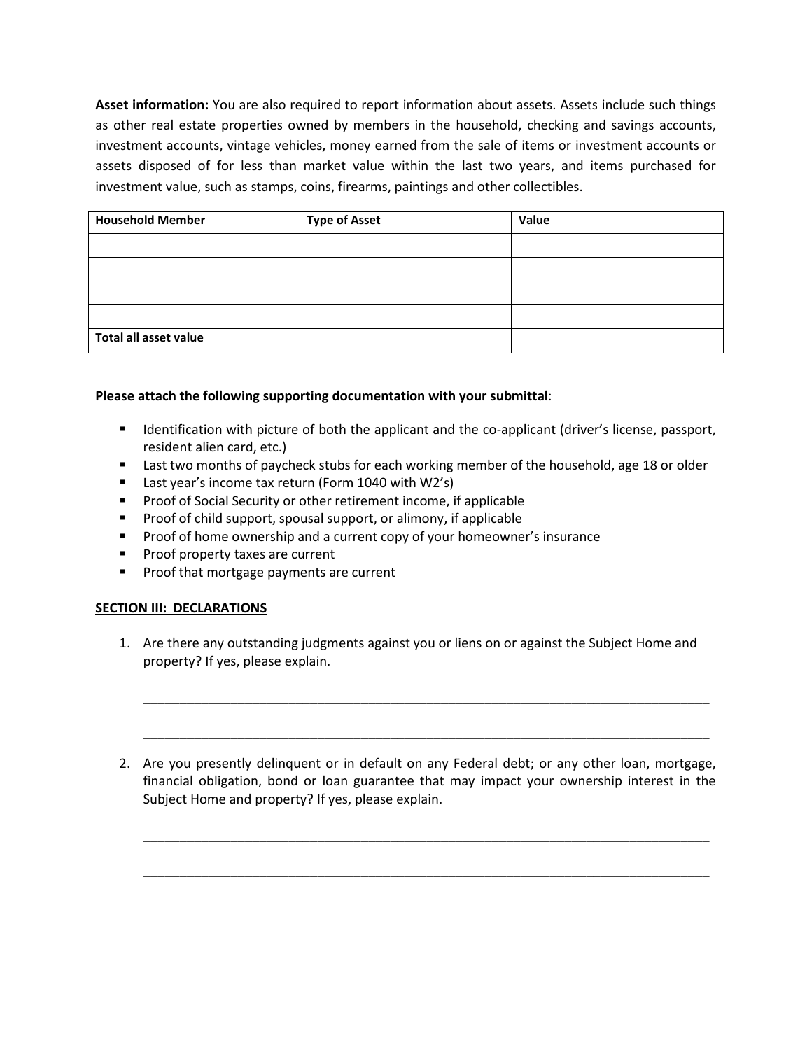**Asset information:** You are also required to report information about assets. Assets include such things as other real estate properties owned by members in the household, checking and savings accounts, investment accounts, vintage vehicles, money earned from the sale of items or investment accounts or assets disposed of for less than market value within the last two years, and items purchased for investment value, such as stamps, coins, firearms, paintings and other collectibles.

| Household Member | Type of Asset | Value |
|---|---|---|
| | | |
| | | |
| | | |
| | | |
| **Total all asset value** | | |

**Please attach the following supporting documentation with your submittal**:

- Identification with picture of both the applicant and the co-applicant (driver's license, passport, resident alien card, etc.)
- Last two months of paycheck stubs for each working member of the household, age 18 or older
- Last year's income tax return (Form 1040 with W2's)
- Proof of Social Security or other retirement income, if applicable
- Proof of child support, spousal support, or alimony, if applicable
- Proof of home ownership and a current copy of your homeowner's insurance
- Proof property taxes are current
- Proof that mortgage payments are current

## SECTION III: DECLARATIONS

1. Are there any outstanding judgments against you or liens on or against the Subject Home and property? If yes, please explain.

   ______________________________________________________________________________

   ______________________________________________________________________________

2. Are you presently delinquent or in default on any Federal debt; or any other loan, mortgage, financial obligation, bond or loan guarantee that may impact your ownership interest in the Subject Home and property? If yes, please explain.

   ______________________________________________________________________________

   ______________________________________________________________________________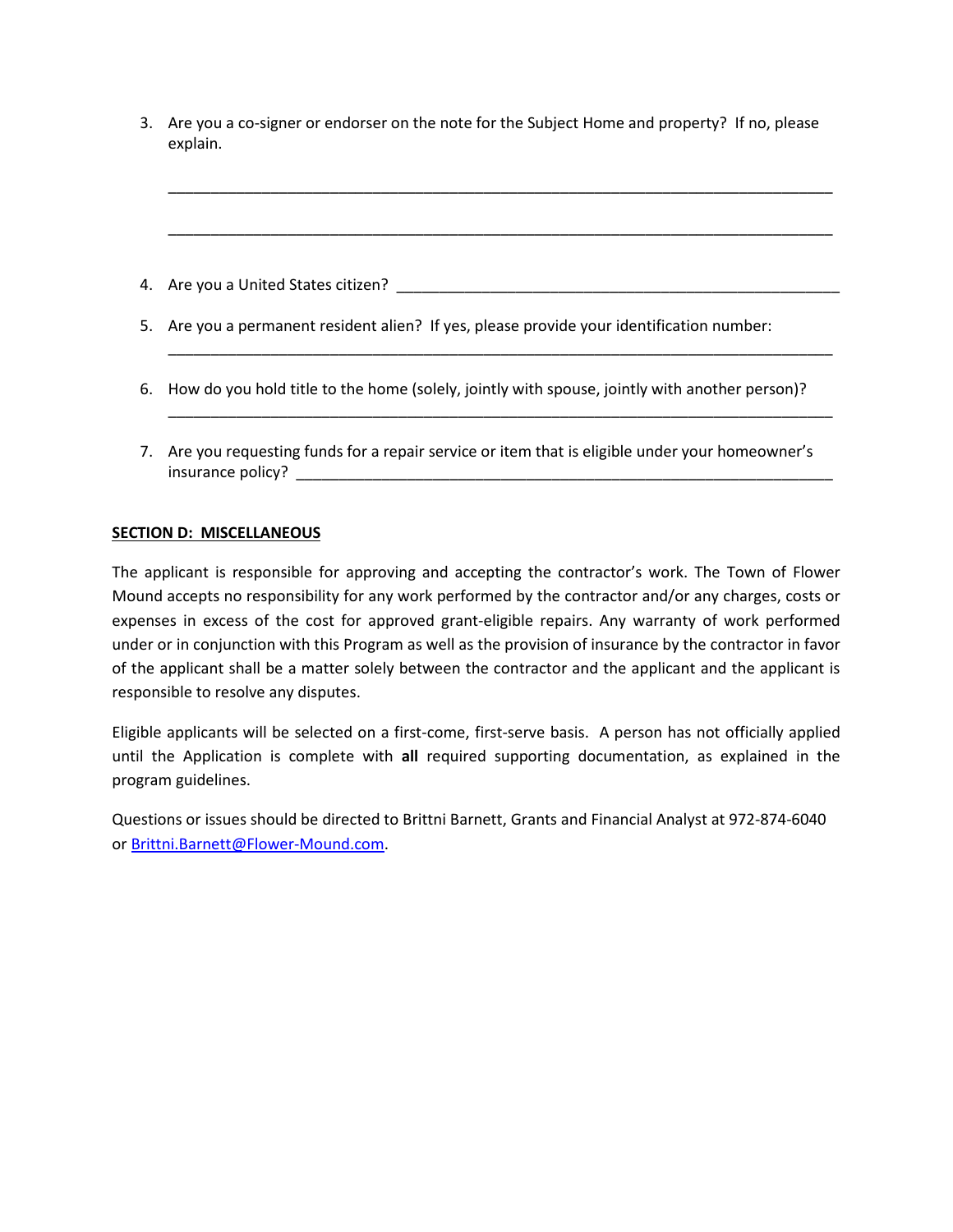3. Are you a co-signer or endorser on the note for the Subject Home and property? If no, please explain.

   ________________________________________________________________________________

   ________________________________________________________________________________

4. Are you a United States citizen? ______________________________________________________

5. Are you a permanent resident alien? If yes, please provide your identification number:
   ________________________________________________________________________________

6. How do you hold title to the home (solely, jointly with spouse, jointly with another person)?
   ________________________________________________________________________________

7. Are you requesting funds for a repair service or item that is eligible under your homeowner's insurance policy? ____________________________________________________________

**SECTION D: MISCELLANEOUS**

The applicant is responsible for approving and accepting the contractor's work. The Town of Flower Mound accepts no responsibility for any work performed by the contractor and/or any charges, costs or expenses in excess of the cost for approved grant-eligible repairs. Any warranty of work performed under or in conjunction with this Program as well as the provision of insurance by the contractor in favor of the applicant shall be a matter solely between the contractor and the applicant and the applicant is responsible to resolve any disputes.

Eligible applicants will be selected on a first-come, first-serve basis. A person has not officially applied until the Application is complete with **all** required supporting documentation, as explained in the program guidelines.

Questions or issues should be directed to Brittni Barnett, Grants and Financial Analyst at 972-874-6040 or Brittni.Barnett@Flower-Mound.com.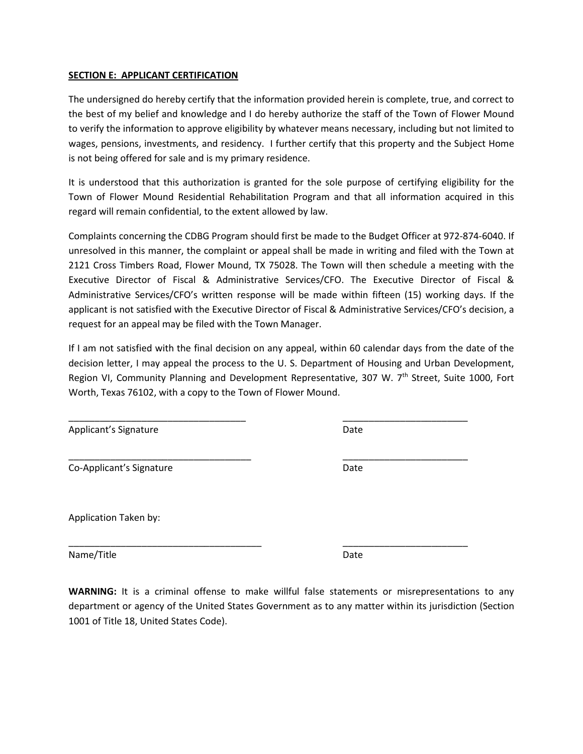**SECTION E: APPLICANT CERTIFICATION**

The undersigned do hereby certify that the information provided herein is complete, true, and correct to the best of my belief and knowledge and I do hereby authorize the staff of the Town of Flower Mound to verify the information to approve eligibility by whatever means necessary, including but not limited to wages, pensions, investments, and residency. I further certify that this property and the Subject Home is not being offered for sale and is my primary residence.

It is understood that this authorization is granted for the sole purpose of certifying eligibility for the Town of Flower Mound Residential Rehabilitation Program and that all information acquired in this regard will remain confidential, to the extent allowed by law.

Complaints concerning the CDBG Program should first be made to the Budget Officer at 972-874-6040. If unresolved in this manner, the complaint or appeal shall be made in writing and filed with the Town at 2121 Cross Timbers Road, Flower Mound, TX 75028. The Town will then schedule a meeting with the Executive Director of Fiscal & Administrative Services/CFO. The Executive Director of Fiscal & Administrative Services/CFO's written response will be made within fifteen (15) working days. If the applicant is not satisfied with the Executive Director of Fiscal & Administrative Services/CFO's decision, a request for an appeal may be filed with the Town Manager.

If I am not satisfied with the final decision on any appeal, within 60 calendar days from the date of the decision letter, I may appeal the process to the U. S. Department of Housing and Urban Development, Region VI, Community Planning and Development Representative, 307 W. 7th Street, Suite 1000, Fort Worth, Texas 76102, with a copy to the Town of Flower Mound.

___________________________________ ________________________

Applicant's Signature Date

___________________________________ ________________________

Co-Applicant's Signature Date

Application Taken by:

_____________________________________ ________________________

Name/Title Date

**WARNING:** It is a criminal offense to make willful false statements or misrepresentations to any department or agency of the United States Government as to any matter within its jurisdiction (Section 1001 of Title 18, United States Code).